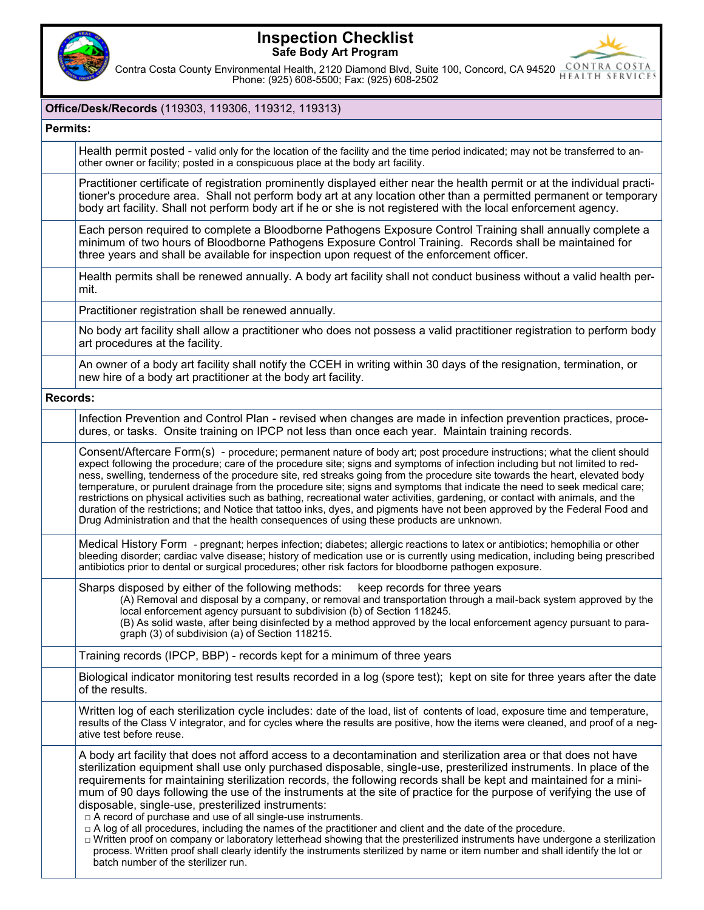# Inspection Checklist

## Safe Body Art Program

Contra Costa County Environmental Health, 2120 Diamond Blvd, Suite 100, Concord, CA 94520
Phone: (925) 608-5500; Fax: (925) 608-2502

CONTRA COSTA HEALTH SERVICES

| | |
|---|---|
| **Office/Desk/Records** (119303, 119306, 119312, 119313) | |
| **Permits:** | |
| | Health permit posted - valid only for the location of the facility and the time period indicated; may not be transferred to another owner or facility; posted in a conspicuous place at the body art facility. |
| | Practitioner certificate of registration prominently displayed either near the health permit or at the individual practitioner's procedure area. Shall not perform body art at any location other than a permitted permanent or temporary body art facility. Shall not perform body art if he or she is not registered with the local enforcement agency. |
| | Each person required to complete a Bloodborne Pathogens Exposure Control Training shall annually complete a minimum of two hours of Bloodborne Pathogens Exposure Control Training. Records shall be maintained for three years and shall be available for inspection upon request of the enforcement officer. |
| | Health permits shall be renewed annually. A body art facility shall not conduct business without a valid health permit. |
| | Practitioner registration shall be renewed annually. |
| | No body art facility shall allow a practitioner who does not possess a valid practitioner registration to perform body art procedures at the facility. |
| | An owner of a body art facility shall notify the CCEH in writing within 30 days of the resignation, termination, or new hire of a body art practitioner at the body art facility. |
| **Records:** | |
| | Infection Prevention and Control Plan - revised when changes are made in infection prevention practices, procedures, or tasks. Onsite training on IPCP not less than once each year. Maintain training records. |
| | Consent/Aftercare Form(s) - procedure; permanent nature of body art; post procedure instructions; what the client should expect following the procedure; care of the procedure site; signs and symptoms of infection including but not limited to redness, swelling, tenderness of the procedure site, red streaks going from the procedure site towards the heart, elevated body temperature, or purulent drainage from the procedure site; signs and symptoms that indicate the need to seek medical care; restrictions on physical activities such as bathing, recreational water activities, gardening, or contact with animals, and the duration of the restrictions; and Notice that tattoo inks, dyes, and pigments have not been approved by the Federal Food and Drug Administration and that the health consequences of using these products are unknown. |
| | Medical History Form - pregnant; herpes infection; diabetes; allergic reactions to latex or antibiotics; hemophilia or other bleeding disorder; cardiac valve disease; history of medication use or is currently using medication, including being prescribed antibiotics prior to dental or surgical procedures; other risk factors for bloodborne pathogen exposure. |
| | Sharps disposed by either of the following methods: keep records for three years<br>(A) Removal and disposal by a company, or removal and transportation through a mail-back system approved by the local enforcement agency pursuant to subdivision (b) of Section 118245.<br>(B) As solid waste, after being disinfected by a method approved by the local enforcement agency pursuant to paragraph (3) of subdivision (a) of Section 118215. |
| | Training records (IPCP, BBP) - records kept for a minimum of three years |
| | Biological indicator monitoring test results recorded in a log (spore test); kept on site for three years after the date of the results. |
| | Written log of each sterilization cycle includes: date of the load, list of contents of load, exposure time and temperature, results of the Class V integrator, and for cycles where the results are positive, how the items were cleaned, and proof of a negative test before reuse. |
| | A body art facility that does not afford access to a decontamination and sterilization area or that does not have sterilization equipment shall use only purchased disposable, single-use, presterilized instruments. In place of the requirements for maintaining sterilization records, the following records shall be kept and maintained for a minimum of 90 days following the use of the instruments at the site of practice for the purpose of verifying the use of disposable, single-use, presterilized instruments:<br>□ A record of purchase and use of all single-use instruments.<br>□ A log of all procedures, including the names of the practitioner and client and the date of the procedure.<br>□ Written proof on company or laboratory letterhead showing that the presterilized instruments have undergone a sterilization process. Written proof shall clearly identify the instruments sterilized by name or item number and shall identify the lot or batch number of the sterilizer run. |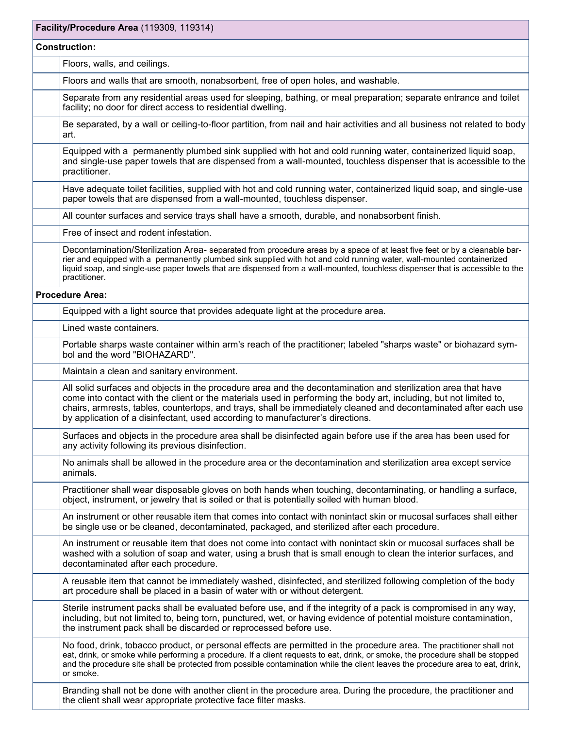| | **Facility/Procedure Area** (119309, 119314) |
|---|---|
| **Construction:** | |
| | Floors, walls, and ceilings. |
| | Floors and walls that are smooth, nonabsorbent, free of open holes, and washable. |
| | Separate from any residential areas used for sleeping, bathing, or meal preparation; separate entrance and toilet facility; no door for direct access to residential dwelling. |
| | Be separated, by a wall or ceiling-to-floor partition, from nail and hair activities and all business not related to body art. |
| | Equipped with a permanently plumbed sink supplied with hot and cold running water, containerized liquid soap, and single-use paper towels that are dispensed from a wall-mounted, touchless dispenser that is accessible to the practitioner. |
| | Have adequate toilet facilities, supplied with hot and cold running water, containerized liquid soap, and single-use paper towels that are dispensed from a wall-mounted, touchless dispenser. |
| | All counter surfaces and service trays shall have a smooth, durable, and nonabsorbent finish. |
| | Free of insect and rodent infestation. |
| | Decontamination/Sterilization Area- separated from procedure areas by a space of at least five feet or by a cleanable barrier and equipped with a permanently plumbed sink supplied with hot and cold running water, wall-mounted containerized liquid soap, and single-use paper towels that are dispensed from a wall-mounted, touchless dispenser that is accessible to the practitioner. |
| **Procedure Area:** | |
| | Equipped with a light source that provides adequate light at the procedure area. |
| | Lined waste containers. |
| | Portable sharps waste container within arm's reach of the practitioner; labeled "sharps waste" or biohazard symbol and the word "BIOHAZARD". |
| | Maintain a clean and sanitary environment. |
| | All solid surfaces and objects in the procedure area and the decontamination and sterilization area that have come into contact with the client or the materials used in performing the body art, including, but not limited to, chairs, armrests, tables, countertops, and trays, shall be immediately cleaned and decontaminated after each use by application of a disinfectant, used according to manufacturer's directions. |
| | Surfaces and objects in the procedure area shall be disinfected again before use if the area has been used for any activity following its previous disinfection. |
| | No animals shall be allowed in the procedure area or the decontamination and sterilization area except service animals. |
| | Practitioner shall wear disposable gloves on both hands when touching, decontaminating, or handling a surface, object, instrument, or jewelry that is soiled or that is potentially soiled with human blood. |
| | An instrument or other reusable item that comes into contact with nonintact skin or mucosal surfaces shall either be single use or be cleaned, decontaminated, packaged, and sterilized after each procedure. |
| | An instrument or reusable item that does not come into contact with nonintact skin or mucosal surfaces shall be washed with a solution of soap and water, using a brush that is small enough to clean the interior surfaces, and decontaminated after each procedure. |
| | A reusable item that cannot be immediately washed, disinfected, and sterilized following completion of the body art procedure shall be placed in a basin of water with or without detergent. |
| | Sterile instrument packs shall be evaluated before use, and if the integrity of a pack is compromised in any way, including, but not limited to, being torn, punctured, wet, or having evidence of potential moisture contamination, the instrument pack shall be discarded or reprocessed before use. |
| | No food, drink, tobacco product, or personal effects are permitted in the procedure area. The practitioner shall not eat, drink, or smoke while performing a procedure. If a client requests to eat, drink, or smoke, the procedure shall be stopped and the procedure site shall be protected from possible contamination while the client leaves the procedure area to eat, drink, or smoke. |
| | Branding shall not be done with another client in the procedure area. During the procedure, the practitioner and the client shall wear appropriate protective face filter masks. |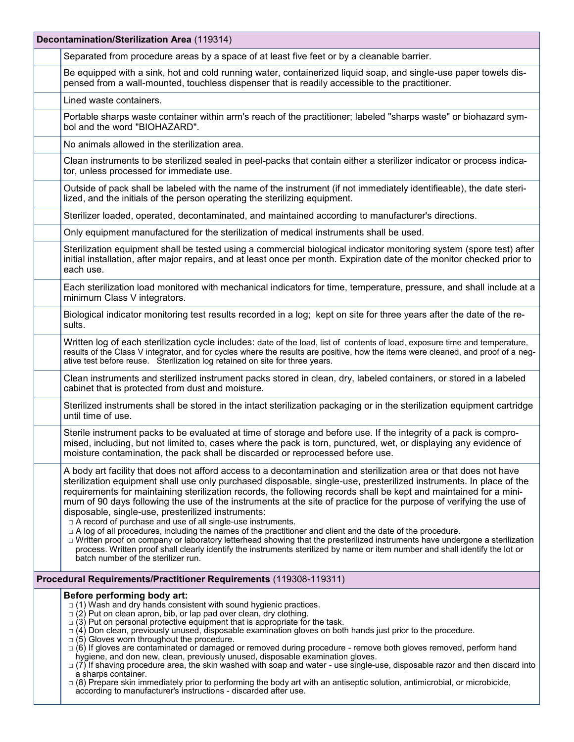| | **Decontamination/Sterilization Area** (119314) |
|---|---|
| | Separated from procedure areas by a space of at least five feet or by a cleanable barrier. |
| | Be equipped with a sink, hot and cold running water, containerized liquid soap, and single-use paper towels dispensed from a wall-mounted, touchless dispenser that is readily accessible to the practitioner. |
| | Lined waste containers. |
| | Portable sharps waste container within arm's reach of the practitioner; labeled "sharps waste" or biohazard symbol and the word "BIOHAZARD". |
| | No animals allowed in the sterilization area. |
| | Clean instruments to be sterilized sealed in peel-packs that contain either a sterilizer indicator or process indicator, unless processed for immediate use. |
| | Outside of pack shall be labeled with the name of the instrument (if not immediately identifieable), the date sterilized, and the initials of the person operating the sterilizing equipment. |
| | Sterilizer loaded, operated, decontaminated, and maintained according to manufacturer's directions. |
| | Only equipment manufactured for the sterilization of medical instruments shall be used. |
| | Sterilization equipment shall be tested using a commercial biological indicator monitoring system (spore test) after initial installation, after major repairs, and at least once per month. Expiration date of the monitor checked prior to each use. |
| | Each sterilization load monitored with mechanical indicators for time, temperature, pressure, and shall include at a minimum Class V integrators. |
| | Biological indicator monitoring test results recorded in a log; kept on site for three years after the date of the results. |
| | Written log of each sterilization cycle includes: date of the load, list of contents of load, exposure time and temperature, results of the Class V integrator, and for cycles where the results are positive, how the items were cleaned, and proof of a negative test before reuse. Sterilization log retained on site for three years. |
| | Clean instruments and sterilized instrument packs stored in clean, dry, labeled containers, or stored in a labeled cabinet that is protected from dust and moisture. |
| | Sterilized instruments shall be stored in the intact sterilization packaging or in the sterilization equipment cartridge until time of use. |
| | Sterile instrument packs to be evaluated at time of storage and before use. If the integrity of a pack is compromised, including, but not limited to, cases where the pack is torn, punctured, wet, or displaying any evidence of moisture contamination, the pack shall be discarded or reprocessed before use. |
| | A body art facility that does not afford access to a decontamination and sterilization area or that does not have sterilization equipment shall use only purchased disposable, single-use, presterilized instruments. In place of the requirements for maintaining sterilization records, the following records shall be kept and maintained for a minimum of 90 days following the use of the instruments at the site of practice for the purpose of verifying the use of disposable, single-use, presterilized instruments:<br>□ A record of purchase and use of all single-use instruments.<br>□ A log of all procedures, including the names of the practitioner and client and the date of the procedure.<br>□ Written proof on company or laboratory letterhead showing that the presterilized instruments have undergone a sterilization process. Written proof shall clearly identify the instruments sterilized by name or item number and shall identify the lot or batch number of the sterilizer run. |
| | **Procedural Requirements/Practitioner Requirements** (119308-119311) |
| | **Before performing body art:**<br>□ (1) Wash and dry hands consistent with sound hygienic practices.<br>□ (2) Put on clean apron, bib, or lap pad over clean, dry clothing.<br>□ (3) Put on personal protective equipment that is appropriate for the task.<br>□ (4) Don clean, previously unused, disposable examination gloves on both hands just prior to the procedure.<br>□ (5) Gloves worn throughout the procedure.<br>□ (6) If gloves are contaminated or damaged or removed during procedure - remove both gloves removed, perform hand hygiene, and don new, clean, previously unused, disposable examination gloves.<br>□ (7) If shaving procedure area, the skin washed with soap and water - use single-use, disposable razor and then discard into a sharps container.<br>□ (8) Prepare skin immediately prior to performing the body art with an antiseptic solution, antimicrobial, or microbicide, according to manufacturer's instructions - discarded after use. |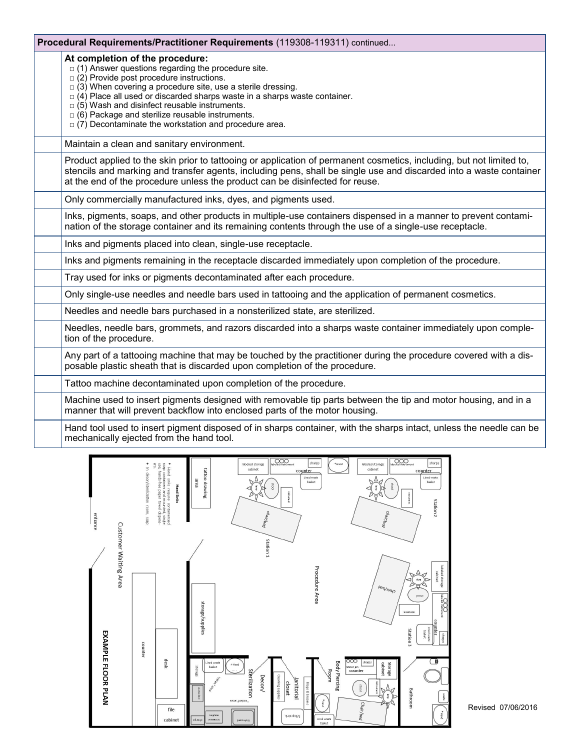| | |
|---|---|
| **Procedural Requirements/Practitioner Requirements** (119308-119311) continued... | |
| | **At completion of the procedure:**<br>□ (1) Answer questions regarding the procedure site.<br>□ (2) Provide post procedure instructions.<br>□ (3) When covering a procedure site, use a sterile dressing.<br>□ (4) Place all used or discarded sharps waste in a sharps waste container.<br>□ (5) Wash and disinfect reusable instruments.<br>□ (6) Package and sterilize reusable instruments.<br>□ (7) Decontaminate the workstation and procedure area. |
| | Maintain a clean and sanitary environment. |
| | Product applied to the skin prior to tattooing or application of permanent cosmetics, including, but not limited to, stencils and marking and transfer agents, including pens, shall be single use and discarded into a waste container at the end of the procedure unless the product can be disinfected for reuse. |
| | Only commercially manufactured inks, dyes, and pigments used. |
| | Inks, pigments, soaps, and other products in multiple-use containers dispensed in a manner to prevent contamination of the storage container and its remaining contents through the use of a single-use receptacle. |
| | Inks and pigments placed into clean, single-use receptacle. |
| | Inks and pigments remaining in the receptacle discarded immediately upon completion of the procedure. |
| | Tray used for inks or pigments decontaminated after each procedure. |
| | Only single-use needles and needle bars used in tattooing and the application of permanent cosmetics. |
| | Needles and needle bars purchased in a nonsterilized state, are sterilized. |
| | Needles, needle bars, grommets, and razors discarded into a sharps waste container immediately upon completion of the procedure. |
| | Any part of a tattooing machine that may be touched by the practitioner during the procedure covered with a disposable plastic sheath that is discarded upon completion of the procedure. |
| | Tattoo machine decontaminated upon completion of the procedure. |
| | Machine used to insert pigments designed with removable tip parts between the tip and motor housing, and in a manner that will prevent backflow into enclosed parts of the motor housing. |
| | Hand tool used to insert pigment disposed of in sharps container, with the sharps intact, unless the needle can be mechanically ejected from the hand tool. |

EXAMPLE FLOOR PLAN

entrance

Customer Waiting Area

counter

desk

file cabinet

- Hand sinks require containerized soap containers and mounted, single-use, hands-free paper towel dispensers.
- In decon/sterilization room, soap

tattoo drawing area

storage/supplies

Station 1

Station 2

Station 3

Procedure Area

labeled storage cabinet

labeled instrument

sharps

counter

Lined waste basket

stool

lamp

instrument

chair/bed

Hand sink

Decon/ Sterilization

Janitorial closet

Cleaning supplies

Mops & brooms

Mop sink

Body Piercing Room

Storage cabinet

Bathroom

Revised 07/06/2016